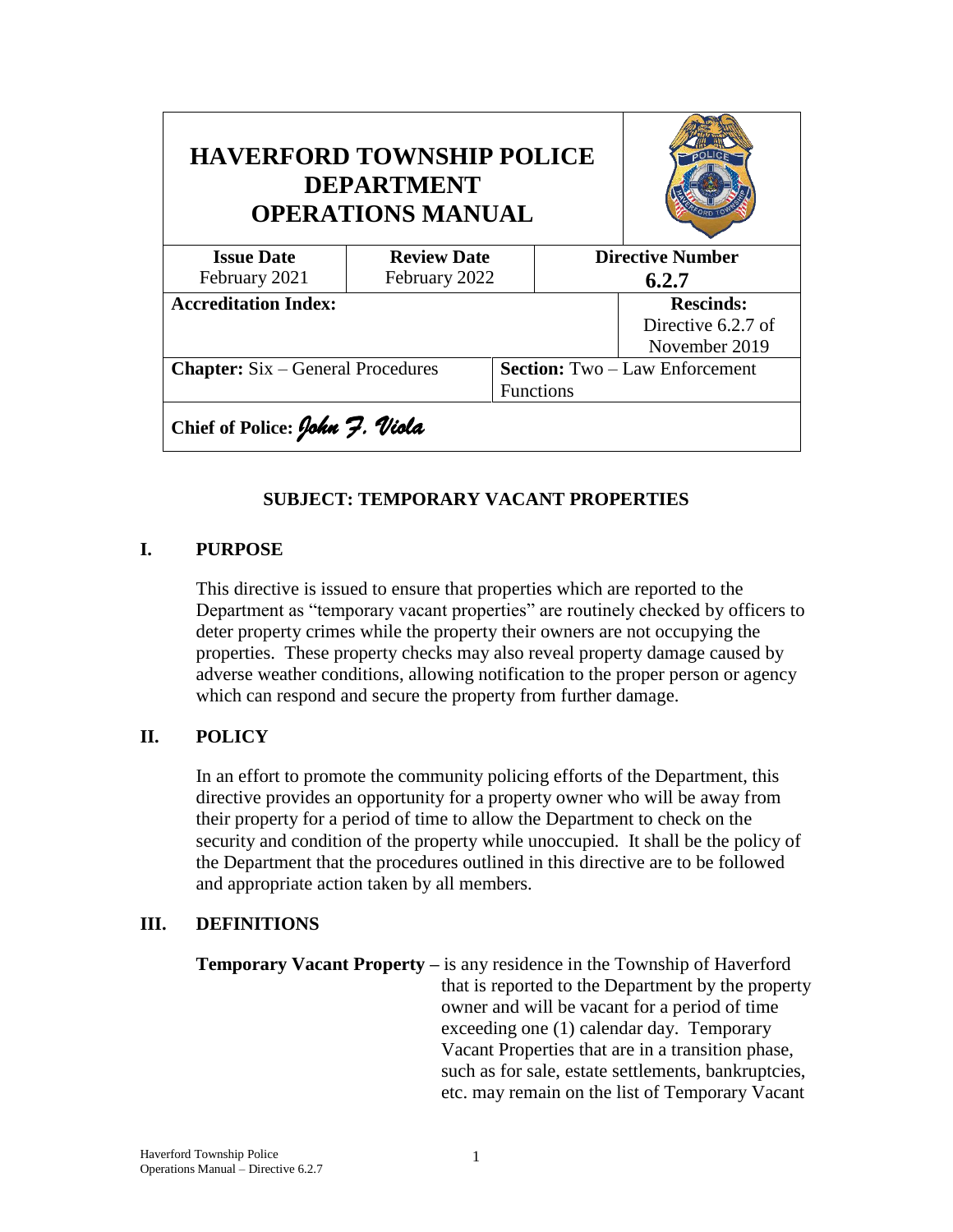| HAVERFORD TOWNSHIP POLICE DEPARTMENT OPERATIONS MANUAL | | | |
|---|---|---|---|
| **Issue Date**<br>February 2021 | **Review Date**<br>February 2022 | **Directive Number**<br>**6.2.7** | |
| **Accreditation Index:** | | | **Rescinds:**<br>Directive 6.2.7 of November 2019 |
| **Chapter:** Six – General Procedures | | **Section:** Two – Law Enforcement Functions | |
| **Chief of Police:** *John F. Viola* | | | |

**SUBJECT: TEMPORARY VACANT PROPERTIES**

## I. PURPOSE

This directive is issued to ensure that properties which are reported to the Department as "temporary vacant properties" are routinely checked by officers to deter property crimes while the property their owners are not occupying the properties. These property checks may also reveal property damage caused by adverse weather conditions, allowing notification to the proper person or agency which can respond and secure the property from further damage.

## II. POLICY

In an effort to promote the community policing efforts of the Department, this directive provides an opportunity for a property owner who will be away from their property for a period of time to allow the Department to check on the security and condition of the property while unoccupied. It shall be the policy of the Department that the procedures outlined in this directive are to be followed and appropriate action taken by all members.

## III. DEFINITIONS

**Temporary Vacant Property –** is any residence in the Township of Haverford that is reported to the Department by the property owner and will be vacant for a period of time exceeding one (1) calendar day. Temporary Vacant Properties that are in a transition phase, such as for sale, estate settlements, bankruptcies, etc. may remain on the list of Temporary Vacant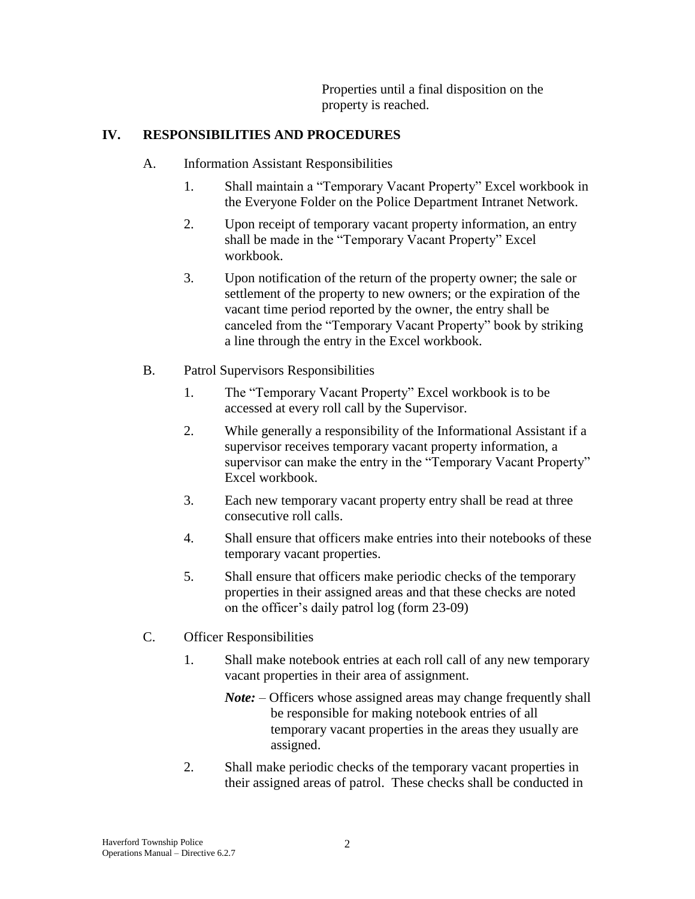Properties until a final disposition on the property is reached.

## IV. RESPONSIBILITIES AND PROCEDURES

A. Information Assistant Responsibilities

1. Shall maintain a "Temporary Vacant Property" Excel workbook in the Everyone Folder on the Police Department Intranet Network.
2. Upon receipt of temporary vacant property information, an entry shall be made in the "Temporary Vacant Property" Excel workbook.
3. Upon notification of the return of the property owner; the sale or settlement of the property to new owners; or the expiration of the vacant time period reported by the owner, the entry shall be canceled from the "Temporary Vacant Property" book by striking a line through the entry in the Excel workbook.

B. Patrol Supervisors Responsibilities

1. The "Temporary Vacant Property" Excel workbook is to be accessed at every roll call by the Supervisor.
2. While generally a responsibility of the Informational Assistant if a supervisor receives temporary vacant property information, a supervisor can make the entry in the "Temporary Vacant Property" Excel workbook.
3. Each new temporary vacant property entry shall be read at three consecutive roll calls.
4. Shall ensure that officers make entries into their notebooks of these temporary vacant properties.
5. Shall ensure that officers make periodic checks of the temporary properties in their assigned areas and that these checks are noted on the officer's daily patrol log (form 23-09)

C. Officer Responsibilities

1. Shall make notebook entries at each roll call of any new temporary vacant properties in their area of assignment.

   ***Note:*** – Officers whose assigned areas may change frequently shall be responsible for making notebook entries of all temporary vacant properties in the areas they usually are assigned.

2. Shall make periodic checks of the temporary vacant properties in their assigned areas of patrol. These checks shall be conducted in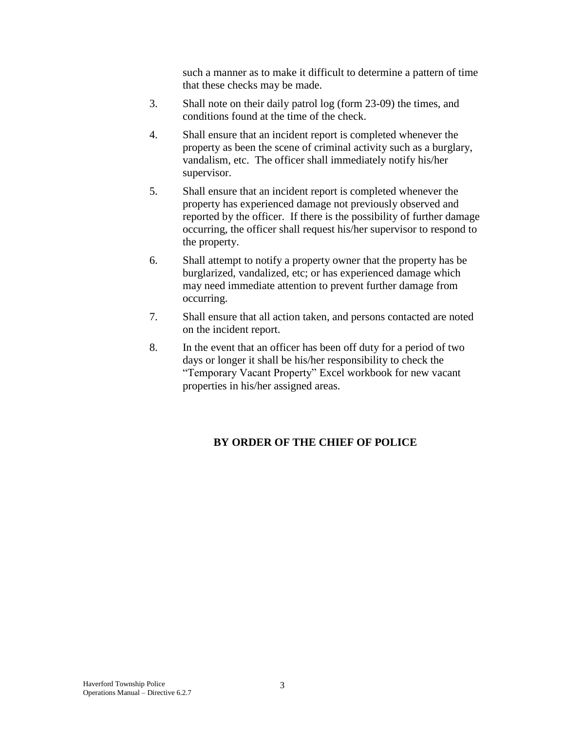such a manner as to make it difficult to determine a pattern of time that these checks may be made.

3. Shall note on their daily patrol log (form 23-09) the times, and conditions found at the time of the check.

4. Shall ensure that an incident report is completed whenever the property as been the scene of criminal activity such as a burglary, vandalism, etc. The officer shall immediately notify his/her supervisor.

5. Shall ensure that an incident report is completed whenever the property has experienced damage not previously observed and reported by the officer. If there is the possibility of further damage occurring, the officer shall request his/her supervisor to respond to the property.

6. Shall attempt to notify a property owner that the property has be burglarized, vandalized, etc; or has experienced damage which may need immediate attention to prevent further damage from occurring.

7. Shall ensure that all action taken, and persons contacted are noted on the incident report.

8. In the event that an officer has been off duty for a period of two days or longer it shall be his/her responsibility to check the "Temporary Vacant Property" Excel workbook for new vacant properties in his/her assigned areas.

**BY ORDER OF THE CHIEF OF POLICE**